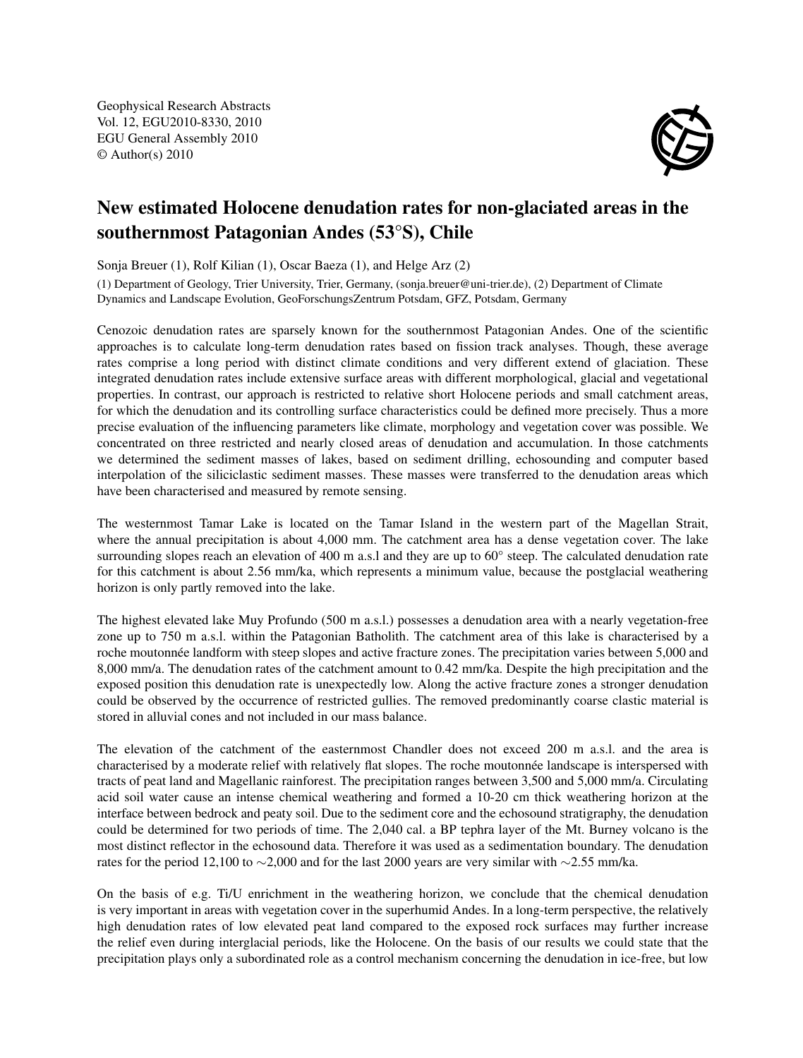Geophysical Research Abstracts
Vol. 12, EGU2010-8330, 2010
EGU General Assembly 2010
© Author(s) 2010

# New estimated Holocene denudation rates for non-glaciated areas in the southernmost Patagonian Andes (53°S), Chile

Sonja Breuer (1), Rolf Kilian (1), Oscar Baeza (1), and Helge Arz (2)

(1) Department of Geology, Trier University, Trier, Germany, (sonja.breuer@uni-trier.de), (2) Department of Climate Dynamics and Landscape Evolution, GeoForschungsZentrum Potsdam, GFZ, Potsdam, Germany

Cenozoic denudation rates are sparsely known for the southernmost Patagonian Andes. One of the scientific approaches is to calculate long-term denudation rates based on fission track analyses. Though, these average rates comprise a long period with distinct climate conditions and very different extend of glaciation. These integrated denudation rates include extensive surface areas with different morphological, glacial and vegetational properties. In contrast, our approach is restricted to relative short Holocene periods and small catchment areas, for which the denudation and its controlling surface characteristics could be defined more precisely. Thus a more precise evaluation of the influencing parameters like climate, morphology and vegetation cover was possible. We concentrated on three restricted and nearly closed areas of denudation and accumulation. In those catchments we determined the sediment masses of lakes, based on sediment drilling, echosounding and computer based interpolation of the siliciclastic sediment masses. These masses were transferred to the denudation areas which have been characterised and measured by remote sensing.

The westernmost Tamar Lake is located on the Tamar Island in the western part of the Magellan Strait, where the annual precipitation is about 4,000 mm. The catchment area has a dense vegetation cover. The lake surrounding slopes reach an elevation of 400 m a.s.l and they are up to 60° steep. The calculated denudation rate for this catchment is about 2.56 mm/ka, which represents a minimum value, because the postglacial weathering horizon is only partly removed into the lake.

The highest elevated lake Muy Profundo (500 m a.s.l.) possesses a denudation area with a nearly vegetation-free zone up to 750 m a.s.l. within the Patagonian Batholith. The catchment area of this lake is characterised by a roche moutonnée landform with steep slopes and active fracture zones. The precipitation varies between 5,000 and 8,000 mm/a. The denudation rates of the catchment amount to 0.42 mm/ka. Despite the high precipitation and the exposed position this denudation rate is unexpectedly low. Along the active fracture zones a stronger denudation could be observed by the occurrence of restricted gullies. The removed predominantly coarse clastic material is stored in alluvial cones and not included in our mass balance.

The elevation of the catchment of the easternmost Chandler does not exceed 200 m a.s.l. and the area is characterised by a moderate relief with relatively flat slopes. The roche moutonnée landscape is interspersed with tracts of peat land and Magellanic rainforest. The precipitation ranges between 3,500 and 5,000 mm/a. Circulating acid soil water cause an intense chemical weathering and formed a 10-20 cm thick weathering horizon at the interface between bedrock and peaty soil. Due to the sediment core and the echosound stratigraphy, the denudation could be determined for two periods of time. The 2,040 cal. a BP tephra layer of the Mt. Burney volcano is the most distinct reflector in the echosound data. Therefore it was used as a sedimentation boundary. The denudation rates for the period 12,100 to ~2,000 and for the last 2000 years are very similar with ~2.55 mm/ka.

On the basis of e.g. Ti/U enrichment in the weathering horizon, we conclude that the chemical denudation is very important in areas with vegetation cover in the superhumid Andes. In a long-term perspective, the relatively high denudation rates of low elevated peat land compared to the exposed rock surfaces may further increase the relief even during interglacial periods, like the Holocene. On the basis of our results we could state that the precipitation plays only a subordinated role as a control mechanism concerning the denudation in ice-free, but low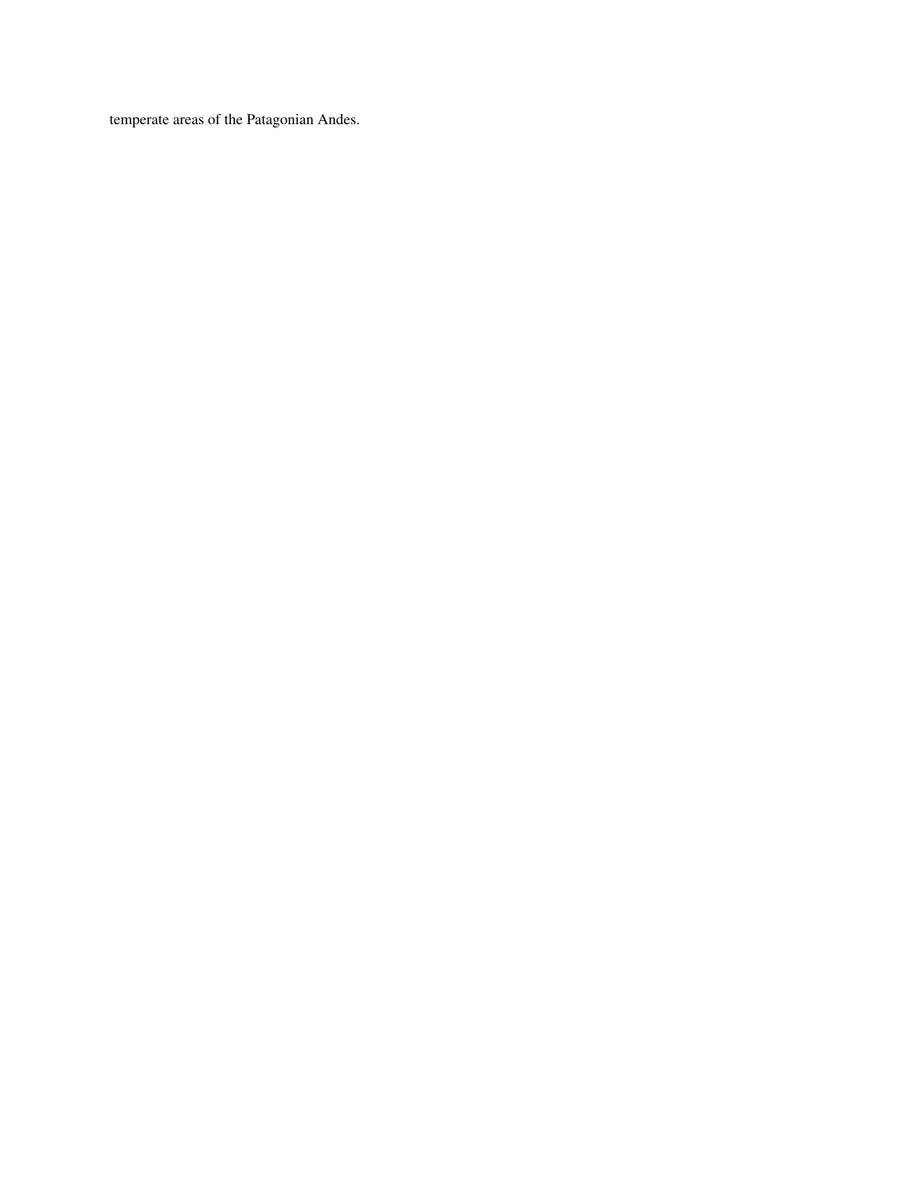temperate areas of the Patagonian Andes.